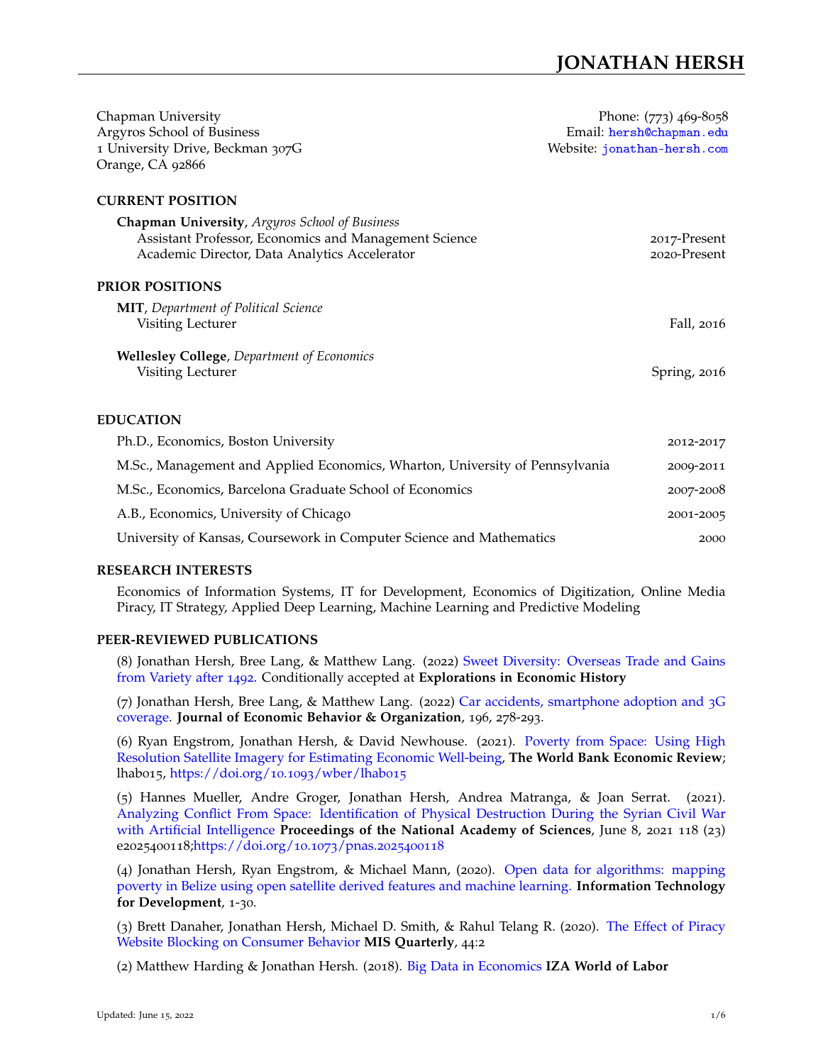# JONATHAN HERSH

Chapman University
Argyros School of Business
1 University Drive, Beckman 307G
Orange, CA 92866

Phone: (773) 469-8058
Email: hersh@chapman.edu
Website: jonathan-hersh.com

## CURRENT POSITION

**Chapman University**, *Argyros School of Business*
Assistant Professor, Economics and Management Science — 2017-Present
Academic Director, Data Analytics Accelerator — 2020-Present

## PRIOR POSITIONS

**MIT**, *Department of Political Science*
Visiting Lecturer — Fall, 2016

**Wellesley College**, *Department of Economics*
Visiting Lecturer — Spring, 2016

## EDUCATION

Ph.D., Economics, Boston University — 2012-2017

M.Sc., Management and Applied Economics, Wharton, University of Pennsylvania — 2009-2011

M.Sc., Economics, Barcelona Graduate School of Economics — 2007-2008

A.B., Economics, University of Chicago — 2001-2005

University of Kansas, Coursework in Computer Science and Mathematics — 2000

## RESEARCH INTERESTS

Economics of Information Systems, IT for Development, Economics of Digitization, Online Media Piracy, IT Strategy, Applied Deep Learning, Machine Learning and Predictive Modeling

## PEER-REVIEWED PUBLICATIONS

(8) Jonathan Hersh, Bree Lang, & Matthew Lang. (2022) Sweet Diversity: Overseas Trade and Gains from Variety after 1492. Conditionally accepted at **Explorations in Economic History**

(7) Jonathan Hersh, Bree Lang, & Matthew Lang. (2022) Car accidents, smartphone adoption and 3G coverage. **Journal of Economic Behavior & Organization**, 196, 278-293.

(6) Ryan Engstrom, Jonathan Hersh, & David Newhouse. (2021). Poverty from Space: Using High Resolution Satellite Imagery for Estimating Economic Well-being, **The World Bank Economic Review**; lhab015, https://doi.org/10.1093/wber/lhab015

(5) Hannes Mueller, Andre Groger, Jonathan Hersh, Andrea Matranga, & Joan Serrat. (2021). Analyzing Conflict From Space: Identification of Physical Destruction During the Syrian Civil War with Artificial Intelligence **Proceedings of the National Academy of Sciences**, June 8, 2021 118 (23) e2025400118;https://doi.org/10.1073/pnas.2025400118

(4) Jonathan Hersh, Ryan Engstrom, & Michael Mann, (2020). Open data for algorithms: mapping poverty in Belize using open satellite derived features and machine learning. **Information Technology for Development**, 1-30.

(3) Brett Danaher, Jonathan Hersh, Michael D. Smith, & Rahul Telang R. (2020). The Effect of Piracy Website Blocking on Consumer Behavior **MIS Quarterly**, 44:2

(2) Matthew Harding & Jonathan Hersh. (2018). Big Data in Economics **IZA World of Labor**

Updated: June 15, 2022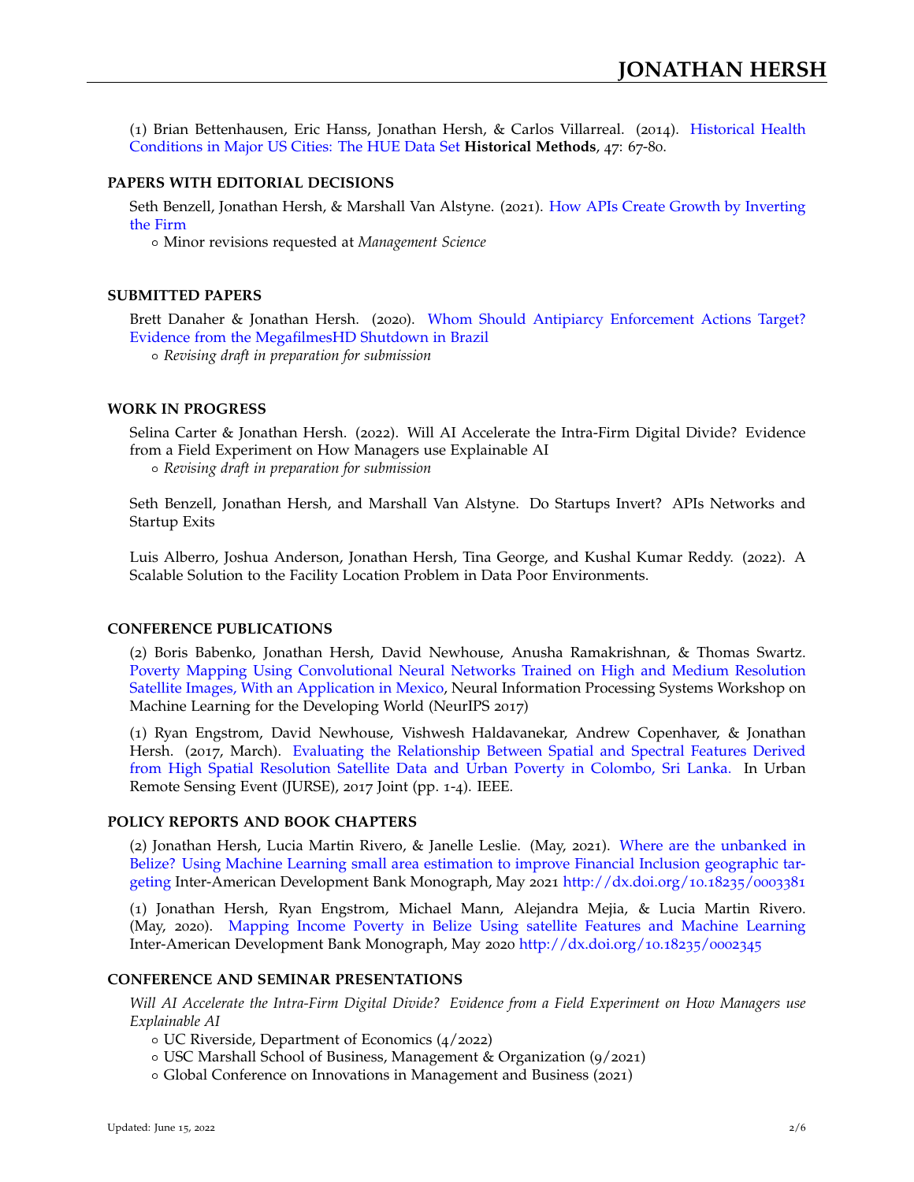(1) Brian Bettenhausen, Eric Hanss, Jonathan Hersh, & Carlos Villarreal. (2014). Historical Health Conditions in Major US Cities: The HUE Data Set **Historical Methods**, 47: 67-80.

## PAPERS WITH EDITORIAL DECISIONS

Seth Benzell, Jonathan Hersh, & Marshall Van Alstyne. (2021). How APIs Create Growth by Inverting the Firm

- Minor revisions requested at *Management Science*

## SUBMITTED PAPERS

Brett Danaher & Jonathan Hersh. (2020). Whom Should Antipiracy Enforcement Actions Target? Evidence from the MegafilmesHD Shutdown in Brazil

- *Revising draft in preparation for submission*

## WORK IN PROGRESS

Selina Carter & Jonathan Hersh. (2022). Will AI Accelerate the Intra-Firm Digital Divide? Evidence from a Field Experiment on How Managers use Explainable AI

- *Revising draft in preparation for submission*

Seth Benzell, Jonathan Hersh, and Marshall Van Alstyne. Do Startups Invert? APIs Networks and Startup Exits

Luis Alberro, Joshua Anderson, Jonathan Hersh, Tina George, and Kushal Kumar Reddy. (2022). A Scalable Solution to the Facility Location Problem in Data Poor Environments.

## CONFERENCE PUBLICATIONS

(2) Boris Babenko, Jonathan Hersh, David Newhouse, Anusha Ramakrishnan, & Thomas Swartz. Poverty Mapping Using Convolutional Neural Networks Trained on High and Medium Resolution Satellite Images, With an Application in Mexico, Neural Information Processing Systems Workshop on Machine Learning for the Developing World (NeurIPS 2017)

(1) Ryan Engstrom, David Newhouse, Vishwesh Haldavanekar, Andrew Copenhaver, & Jonathan Hersh. (2017, March). Evaluating the Relationship Between Spatial and Spectral Features Derived from High Spatial Resolution Satellite Data and Urban Poverty in Colombo, Sri Lanka. In Urban Remote Sensing Event (JURSE), 2017 Joint (pp. 1-4). IEEE.

## POLICY REPORTS AND BOOK CHAPTERS

(2) Jonathan Hersh, Lucia Martin Rivero, & Janelle Leslie. (May, 2021). Where are the unbanked in Belize? Using Machine Learning small area estimation to improve Financial Inclusion geographic targeting Inter-American Development Bank Monograph, May 2021 http://dx.doi.org/10.18235/0003381

(1) Jonathan Hersh, Ryan Engstrom, Michael Mann, Alejandra Mejia, & Lucia Martin Rivero. (May, 2020). Mapping Income Poverty in Belize Using satellite Features and Machine Learning Inter-American Development Bank Monograph, May 2020 http://dx.doi.org/10.18235/0002345

## CONFERENCE AND SEMINAR PRESENTATIONS

*Will AI Accelerate the Intra-Firm Digital Divide? Evidence from a Field Experiment on How Managers use Explainable AI*

- UC Riverside, Department of Economics (4/2022)
- USC Marshall School of Business, Management & Organization (9/2021)
- Global Conference on Innovations in Management and Business (2021)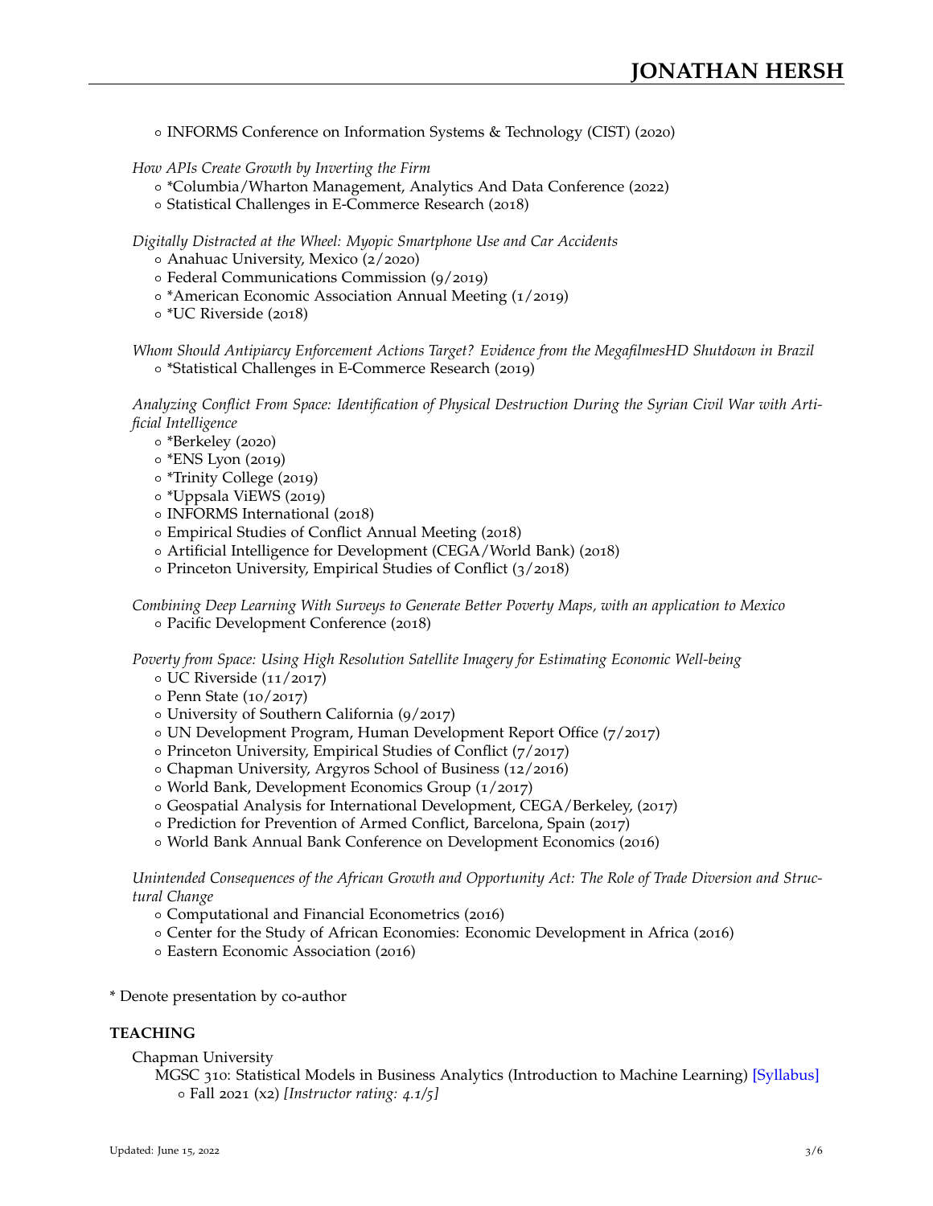- INFORMS Conference on Information Systems & Technology (CIST) (2020)

*How APIs Create Growth by Inverting the Firm*

- *Columbia/Wharton Management, Analytics And Data Conference (2022)
- Statistical Challenges in E-Commerce Research (2018)

*Digitally Distracted at the Wheel: Myopic Smartphone Use and Car Accidents*

- Anahuac University, Mexico (2/2020)
- Federal Communications Commission (9/2019)
- *American Economic Association Annual Meeting (1/2019)
- *UC Riverside (2018)

*Whom Should Antipiracy Enforcement Actions Target? Evidence from the MegafilmesHD Shutdown in Brazil*

- *Statistical Challenges in E-Commerce Research (2019)

*Analyzing Conflict From Space: Identification of Physical Destruction During the Syrian Civil War with Artificial Intelligence*

- *Berkeley (2020)
- *ENS Lyon (2019)
- *Trinity College (2019)
- *Uppsala ViEWS (2019)
- INFORMS International (2018)
- Empirical Studies of Conflict Annual Meeting (2018)
- Artificial Intelligence for Development (CEGA/World Bank) (2018)
- Princeton University, Empirical Studies of Conflict (3/2018)

*Combining Deep Learning With Surveys to Generate Better Poverty Maps, with an application to Mexico*

- Pacific Development Conference (2018)

*Poverty from Space: Using High Resolution Satellite Imagery for Estimating Economic Well-being*

- UC Riverside (11/2017)
- Penn State (10/2017)
- University of Southern California (9/2017)
- UN Development Program, Human Development Report Office (7/2017)
- Princeton University, Empirical Studies of Conflict (7/2017)
- Chapman University, Argyros School of Business (12/2016)
- World Bank, Development Economics Group (1/2017)
- Geospatial Analysis for International Development, CEGA/Berkeley, (2017)
- Prediction for Prevention of Armed Conflict, Barcelona, Spain (2017)
- World Bank Annual Bank Conference on Development Economics (2016)

*Unintended Consequences of the African Growth and Opportunity Act: The Role of Trade Diversion and Structural Change*

- Computational and Financial Econometrics (2016)
- Center for the Study of African Economies: Economic Development in Africa (2016)
- Eastern Economic Association (2016)

* Denote presentation by co-author

## TEACHING

Chapman University

MGSC 310: Statistical Models in Business Analytics (Introduction to Machine Learning) [Syllabus]

- Fall 2021 (x2) *[Instructor rating: 4.1/5]*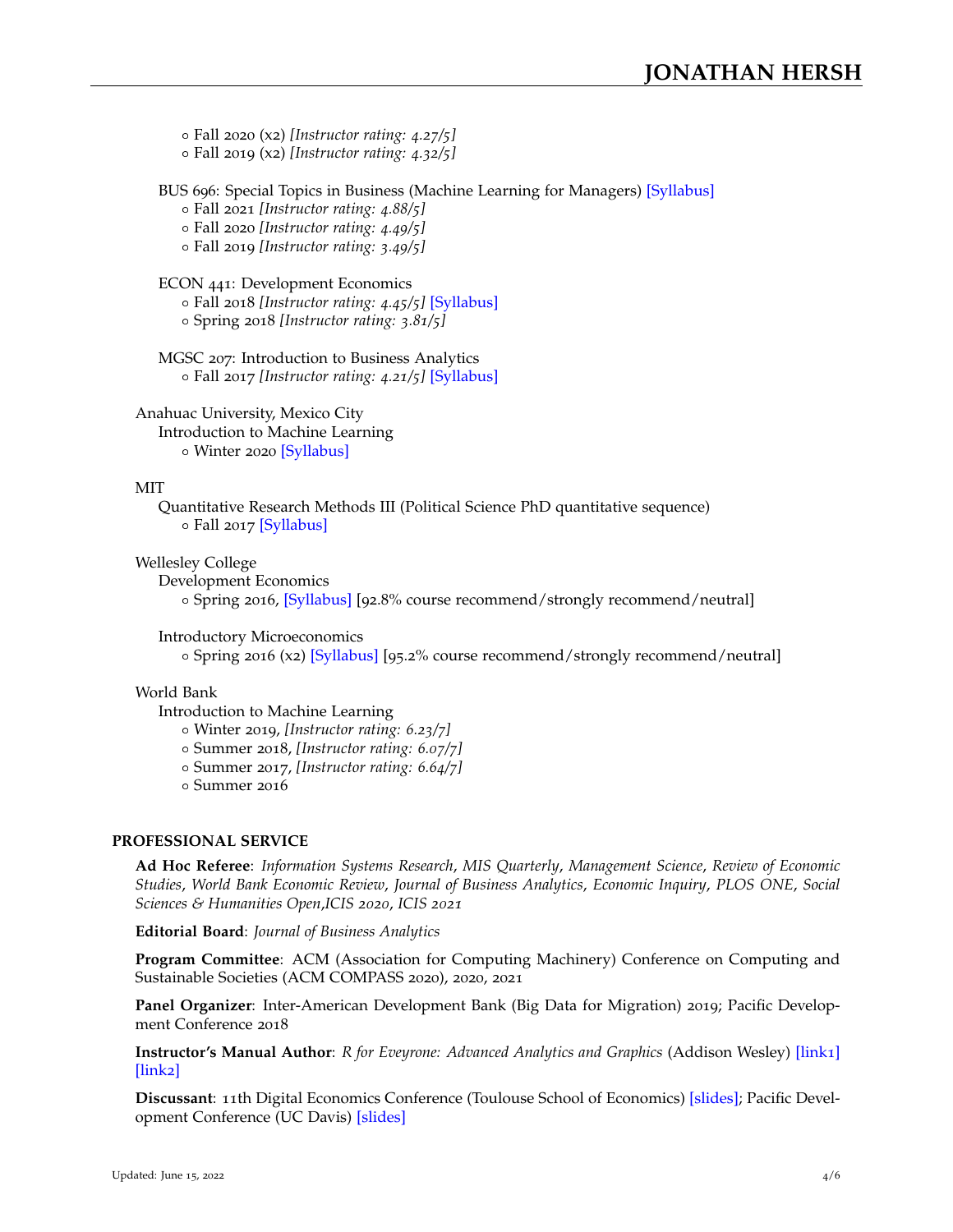- Fall 2020 (x2) *[Instructor rating: 4.27/5]*
- Fall 2019 (x2) *[Instructor rating: 4.32/5]*

BUS 696: Special Topics in Business (Machine Learning for Managers) [Syllabus]

- Fall 2021 *[Instructor rating: 4.88/5]*
- Fall 2020 *[Instructor rating: 4.49/5]*
- Fall 2019 *[Instructor rating: 3.49/5]*

ECON 441: Development Economics

- Fall 2018 *[Instructor rating: 4.45/5]* [Syllabus]
- Spring 2018 *[Instructor rating: 3.81/5]*

MGSC 207: Introduction to Business Analytics

- Fall 2017 *[Instructor rating: 4.21/5]* [Syllabus]

Anahuac University, Mexico City

Introduction to Machine Learning

- Winter 2020 [Syllabus]

MIT

Quantitative Research Methods III (Political Science PhD quantitative sequence)

- Fall 2017 [Syllabus]

Wellesley College

Development Economics

- Spring 2016, [Syllabus] [92.8% course recommend/strongly recommend/neutral]

Introductory Microeconomics

- Spring 2016 (x2) [Syllabus] [95.2% course recommend/strongly recommend/neutral]

World Bank

Introduction to Machine Learning

- Winter 2019, *[Instructor rating: 6.23/7]*
- Summer 2018, *[Instructor rating: 6.07/7]*
- Summer 2017, *[Instructor rating: 6.64/7]*
- Summer 2016

## PROFESSIONAL SERVICE

**Ad Hoc Referee**: *Information Systems Research*, *MIS Quarterly*, *Management Science*, *Review of Economic Studies*, *World Bank Economic Review*, *Journal of Business Analytics*, *Economic Inquiry*, *PLOS ONE*, *Social Sciences & Humanities Open*,*ICIS 2020*, *ICIS 2021*

**Editorial Board**: *Journal of Business Analytics*

**Program Committee**: ACM (Association for Computing Machinery) Conference on Computing and Sustainable Societies (ACM COMPASS 2020), 2020, 2021

**Panel Organizer**: Inter-American Development Bank (Big Data for Migration) 2019; Pacific Development Conference 2018

**Instructor's Manual Author**: *R for Eveyrone: Advanced Analytics and Graphics* (Addison Wesley) [link1] [link2]

**Discussant**: 11th Digital Economics Conference (Toulouse School of Economics) [slides]; Pacific Development Conference (UC Davis) [slides]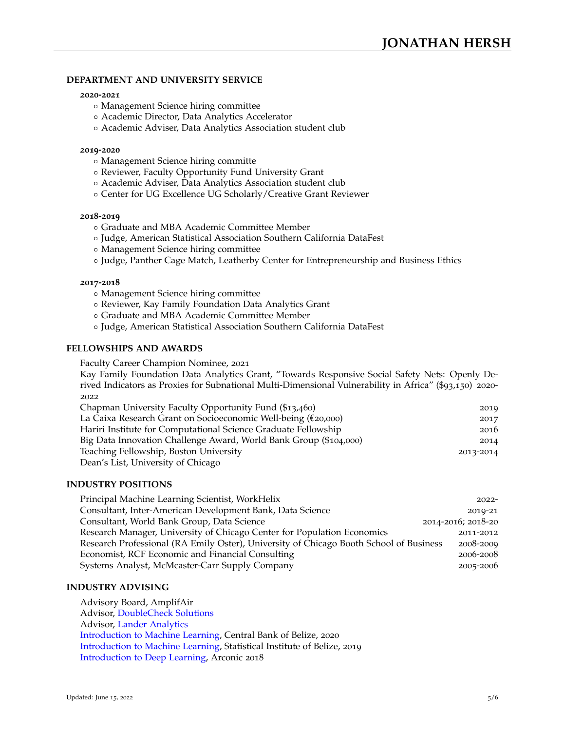## DEPARTMENT AND UNIVERSITY SERVICE

**2020-2021**

- Management Science hiring committee
- Academic Director, Data Analytics Accelerator
- Academic Adviser, Data Analytics Association student club

**2019-2020**

- Management Science hiring committe
- Reviewer, Faculty Opportunity Fund University Grant
- Academic Adviser, Data Analytics Association student club
- Center for UG Excellence UG Scholarly/Creative Grant Reviewer

**2018-2019**

- Graduate and MBA Academic Committee Member
- Judge, American Statistical Association Southern California DataFest
- Management Science hiring committee
- Judge, Panther Cage Match, Leatherby Center for Entrepreneurship and Business Ethics

**2017-2018**

- Management Science hiring committee
- Reviewer, Kay Family Foundation Data Analytics Grant
- Graduate and MBA Academic Committee Member
- Judge, American Statistical Association Southern California DataFest

## FELLOWSHIPS AND AWARDS

Faculty Career Champion Nominee, 2021

Kay Family Foundation Data Analytics Grant, "Towards Responsive Social Safety Nets: Openly Derived Indicators as Proxies for Subnational Multi-Dimensional Vulnerability in Africa" ($93,150) 2020-2022

Chapman University Faculty Opportunity Fund ($13,460) — 2019

La Caixa Research Grant on Socioeconomic Well-being (€20,000) — 2017

Hariri Institute for Computational Science Graduate Fellowship — 2016

Big Data Innovation Challenge Award, World Bank Group ($104,000) — 2014

Teaching Fellowship, Boston University — 2013-2014

Dean's List, University of Chicago

## INDUSTRY POSITIONS

Principal Machine Learning Scientist, WorkHelix — 2022-

Consultant, Inter-American Development Bank, Data Science — 2019-21

Consultant, World Bank Group, Data Science — 2014-2016; 2018-20

Research Manager, University of Chicago Center for Population Economics — 2011-2012

Research Professional (RA Emily Oster), University of Chicago Booth School of Business — 2008-2009

Economist, RCF Economic and Financial Consulting — 2006-2008

Systems Analyst, McMcaster-Carr Supply Company — 2005-2006

## INDUSTRY ADVISING

Advisory Board, AmplifAir

Advisor, DoubleCheck Solutions

Advisor, Lander Analytics

Introduction to Machine Learning, Central Bank of Belize, 2020

Introduction to Machine Learning, Statistical Institute of Belize, 2019

Introduction to Deep Learning, Arconic 2018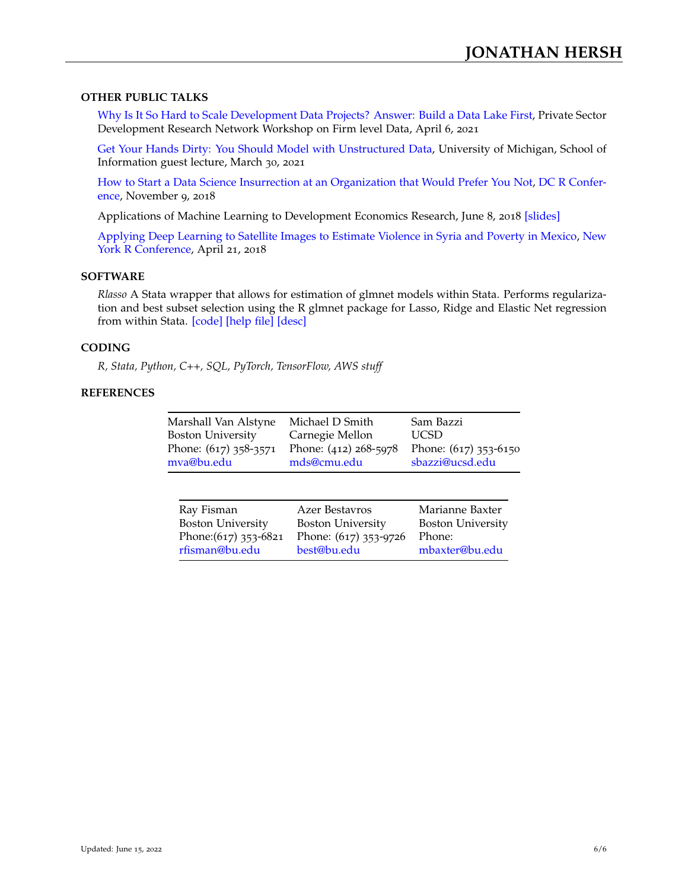## OTHER PUBLIC TALKS

Why Is It So Hard to Scale Development Data Projects? Answer: Build a Data Lake First, Private Sector Development Research Network Workshop on Firm level Data, April 6, 2021

Get Your Hands Dirty: You Should Model with Unstructured Data, University of Michigan, School of Information guest lecture, March 30, 2021

How to Start a Data Science Insurrection at an Organization that Would Prefer You Not, DC R Conference, November 9, 2018

Applications of Machine Learning to Development Economics Research, June 8, 2018 [slides]

Applying Deep Learning to Satellite Images to Estimate Violence in Syria and Poverty in Mexico, New York R Conference, April 21, 2018

## SOFTWARE

*Rlasso* A Stata wrapper that allows for estimation of glmnet models within Stata. Performs regularization and best subset selection using the R glmnet package for Lasso, Ridge and Elastic Net regression from within Stata. [code] [help file] [desc]

## CODING

*R, Stata, Python, C++, SQL, PyTorch, TensorFlow, AWS stuff*

## REFERENCES

| | | |
|---|---|---|
| Marshall Van Alstyne | Michael D Smith | Sam Bazzi |
| Boston University | Carnegie Mellon | UCSD |
| Phone: (617) 358-3571 | Phone: (412) 268-5978 | Phone: (617) 353-6150 |
| mva@bu.edu | mds@cmu.edu | sbazzi@ucsd.edu |

| | | |
|---|---|---|
| Ray Fisman | Azer Bestavros | Marianne Baxter |
| Boston University | Boston University | Boston University |
| Phone:(617) 353-6821 | Phone: (617) 353-9726 | Phone: |
| rfisman@bu.edu | best@bu.edu | mbaxter@bu.edu |

Updated: June 15, 2022